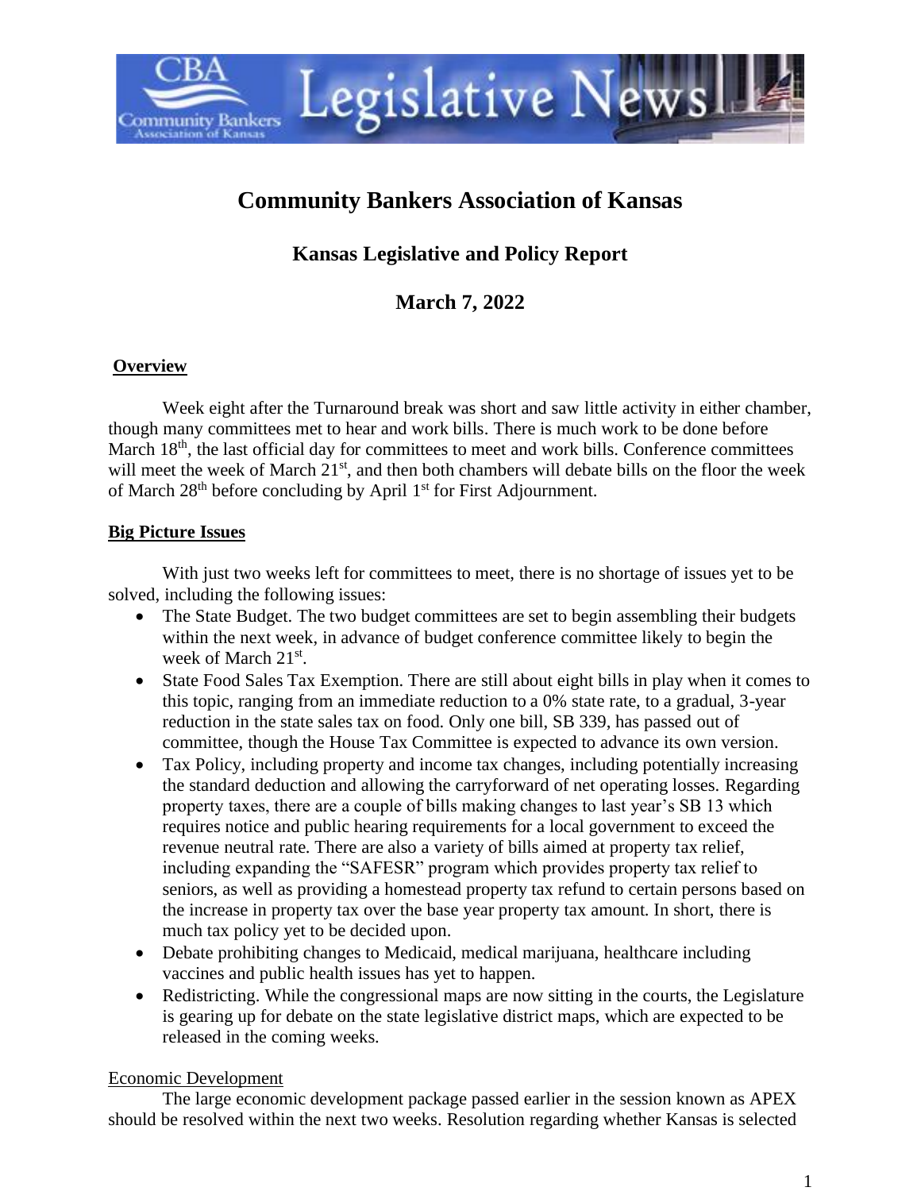# Community Bankers Association of Kansas

## Kansas Legislative and Policy Report

## March 7, 2022

**Overview**

Week eight after the Turnaround break was short and saw little activity in either chamber, though many committees met to hear and work bills. There is much work to be done before March 18th, the last official day for committees to meet and work bills. Conference committees will meet the week of March 21st, and then both chambers will debate bills on the floor the week of March 28th before concluding by April 1st for First Adjournment.

**Big Picture Issues**

With just two weeks left for committees to meet, there is no shortage of issues yet to be solved, including the following issues:

- The State Budget. The two budget committees are set to begin assembling their budgets within the next week, in advance of budget conference committee likely to begin the week of March 21st.
- State Food Sales Tax Exemption. There are still about eight bills in play when it comes to this topic, ranging from an immediate reduction to a 0% state rate, to a gradual, 3-year reduction in the state sales tax on food. Only one bill, SB 339, has passed out of committee, though the House Tax Committee is expected to advance its own version.
- Tax Policy, including property and income tax changes, including potentially increasing the standard deduction and allowing the carryforward of net operating losses. Regarding property taxes, there are a couple of bills making changes to last year's SB 13 which requires notice and public hearing requirements for a local government to exceed the revenue neutral rate. There are also a variety of bills aimed at property tax relief, including expanding the "SAFESR" program which provides property tax relief to seniors, as well as providing a homestead property tax refund to certain persons based on the increase in property tax over the base year property tax amount. In short, there is much tax policy yet to be decided upon.
- Debate prohibiting changes to Medicaid, medical marijuana, healthcare including vaccines and public health issues has yet to happen.
- Redistricting. While the congressional maps are now sitting in the courts, the Legislature is gearing up for debate on the state legislative district maps, which are expected to be released in the coming weeks.

Economic Development

The large economic development package passed earlier in the session known as APEX should be resolved within the next two weeks. Resolution regarding whether Kansas is selected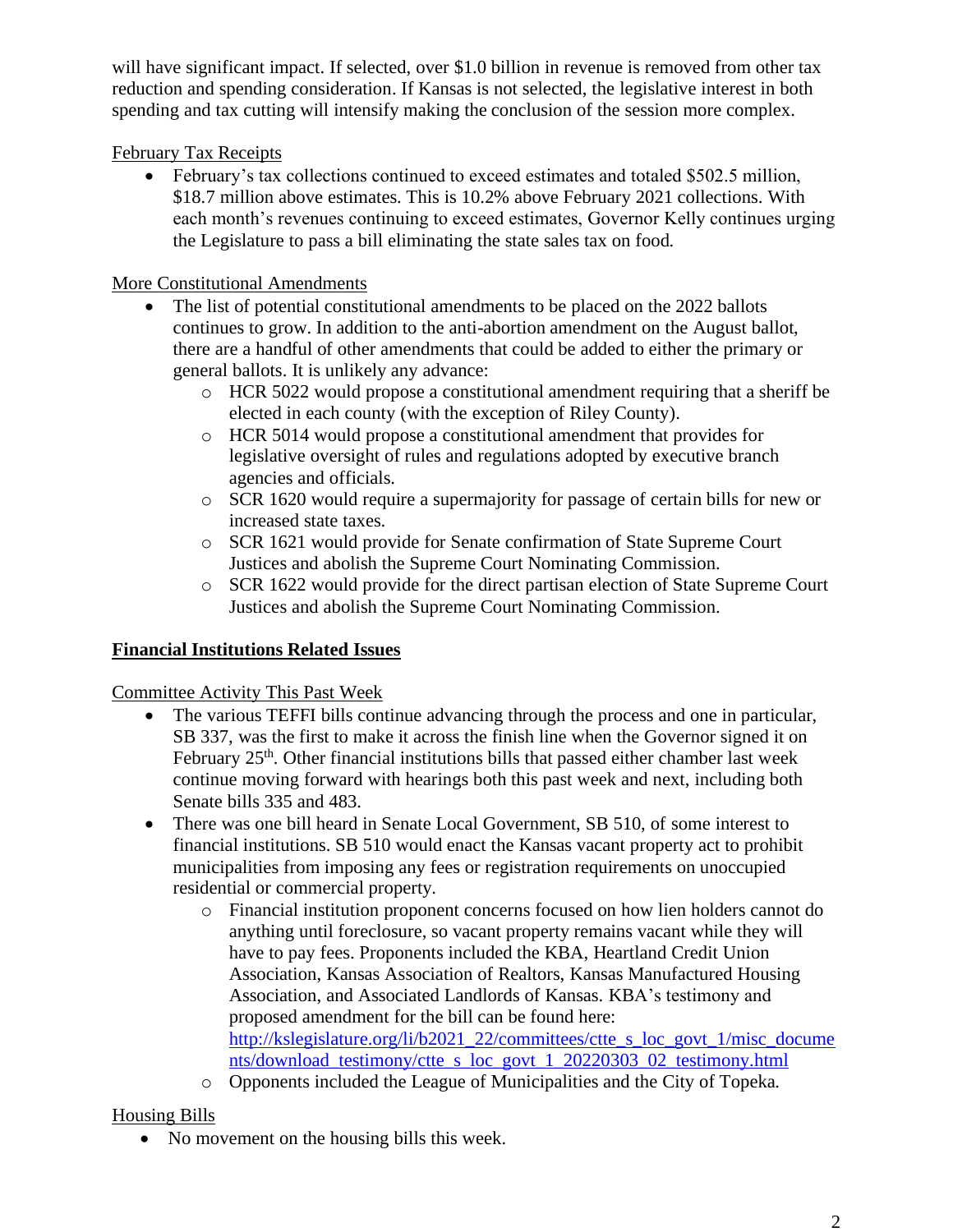will have significant impact. If selected, over $1.0 billion in revenue is removed from other tax reduction and spending consideration. If Kansas is not selected, the legislative interest in both spending and tax cutting will intensify making the conclusion of the session more complex.

February Tax Receipts

- February's tax collections continued to exceed estimates and totaled $502.5 million, $18.7 million above estimates. This is 10.2% above February 2021 collections. With each month's revenues continuing to exceed estimates, Governor Kelly continues urging the Legislature to pass a bill eliminating the state sales tax on food.

More Constitutional Amendments

- The list of potential constitutional amendments to be placed on the 2022 ballots continues to grow. In addition to the anti-abortion amendment on the August ballot, there are a handful of other amendments that could be added to either the primary or general ballots. It is unlikely any advance:
  - HCR 5022 would propose a constitutional amendment requiring that a sheriff be elected in each county (with the exception of Riley County).
  - HCR 5014 would propose a constitutional amendment that provides for legislative oversight of rules and regulations adopted by executive branch agencies and officials.
  - SCR 1620 would require a supermajority for passage of certain bills for new or increased state taxes.
  - SCR 1621 would provide for Senate confirmation of State Supreme Court Justices and abolish the Supreme Court Nominating Commission.
  - SCR 1622 would provide for the direct partisan election of State Supreme Court Justices and abolish the Supreme Court Nominating Commission.

## Financial Institutions Related Issues

Committee Activity This Past Week

- The various TEFFI bills continue advancing through the process and one in particular, SB 337, was the first to make it across the finish line when the Governor signed it on February 25th. Other financial institutions bills that passed either chamber last week continue moving forward with hearings both this past week and next, including both Senate bills 335 and 483.
- There was one bill heard in Senate Local Government, SB 510, of some interest to financial institutions. SB 510 would enact the Kansas vacant property act to prohibit municipalities from imposing any fees or registration requirements on unoccupied residential or commercial property.
  - Financial institution proponent concerns focused on how lien holders cannot do anything until foreclosure, so vacant property remains vacant while they will have to pay fees. Proponents included the KBA, Heartland Credit Union Association, Kansas Association of Realtors, Kansas Manufactured Housing Association, and Associated Landlords of Kansas. KBA's testimony and proposed amendment for the bill can be found here: http://kslegislature.org/li/b2021_22/committees/ctte_s_loc_govt_1/misc_documents/download_testimony/ctte_s_loc_govt_1_20220303_02_testimony.html
  - Opponents included the League of Municipalities and the City of Topeka.

Housing Bills

- No movement on the housing bills this week.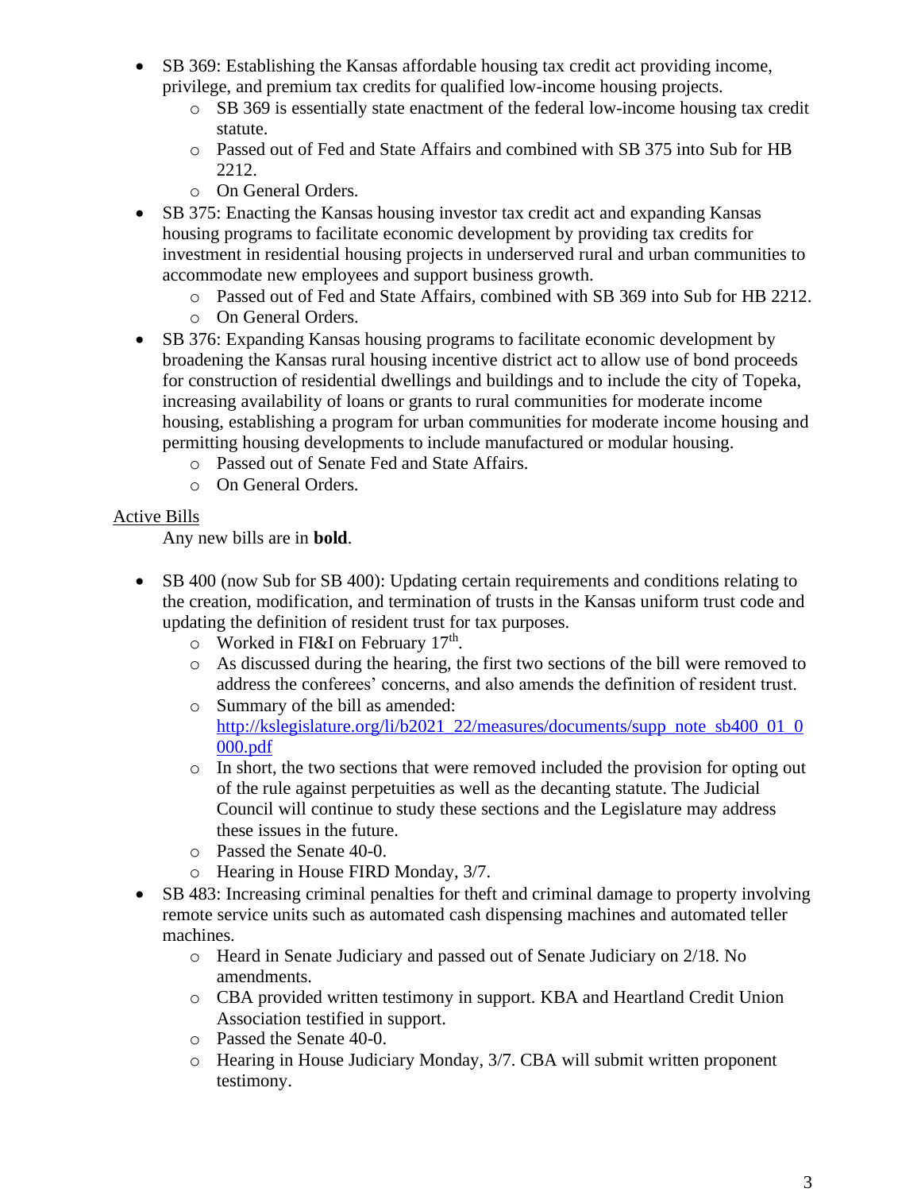- SB 369: Establishing the Kansas affordable housing tax credit act providing income, privilege, and premium tax credits for qualified low-income housing projects.
  - SB 369 is essentially state enactment of the federal low-income housing tax credit statute.
  - Passed out of Fed and State Affairs and combined with SB 375 into Sub for HB 2212.
  - On General Orders.
- SB 375: Enacting the Kansas housing investor tax credit act and expanding Kansas housing programs to facilitate economic development by providing tax credits for investment in residential housing projects in underserved rural and urban communities to accommodate new employees and support business growth.
  - Passed out of Fed and State Affairs, combined with SB 369 into Sub for HB 2212.
  - On General Orders.
- SB 376: Expanding Kansas housing programs to facilitate economic development by broadening the Kansas rural housing incentive district act to allow use of bond proceeds for construction of residential dwellings and buildings and to include the city of Topeka, increasing availability of loans or grants to rural communities for moderate income housing, establishing a program for urban communities for moderate income housing and permitting housing developments to include manufactured or modular housing.
  - Passed out of Senate Fed and State Affairs.
  - On General Orders.

Active Bills

Any new bills are in **bold**.

- SB 400 (now Sub for SB 400): Updating certain requirements and conditions relating to the creation, modification, and termination of trusts in the Kansas uniform trust code and updating the definition of resident trust for tax purposes.
  - Worked in FI&I on February 17th.
  - As discussed during the hearing, the first two sections of the bill were removed to address the conferees' concerns, and also amends the definition of resident trust.
  - Summary of the bill as amended: http://kslegislature.org/li/b2021_22/measures/documents/supp_note_sb400_01_0000.pdf
  - In short, the two sections that were removed included the provision for opting out of the rule against perpetuities as well as the decanting statute. The Judicial Council will continue to study these sections and the Legislature may address these issues in the future.
  - Passed the Senate 40-0.
  - Hearing in House FIRD Monday, 3/7.
- SB 483: Increasing criminal penalties for theft and criminal damage to property involving remote service units such as automated cash dispensing machines and automated teller machines.
  - Heard in Senate Judiciary and passed out of Senate Judiciary on 2/18. No amendments.
  - CBA provided written testimony in support. KBA and Heartland Credit Union Association testified in support.
  - Passed the Senate 40-0.
  - Hearing in House Judiciary Monday, 3/7. CBA will submit written proponent testimony.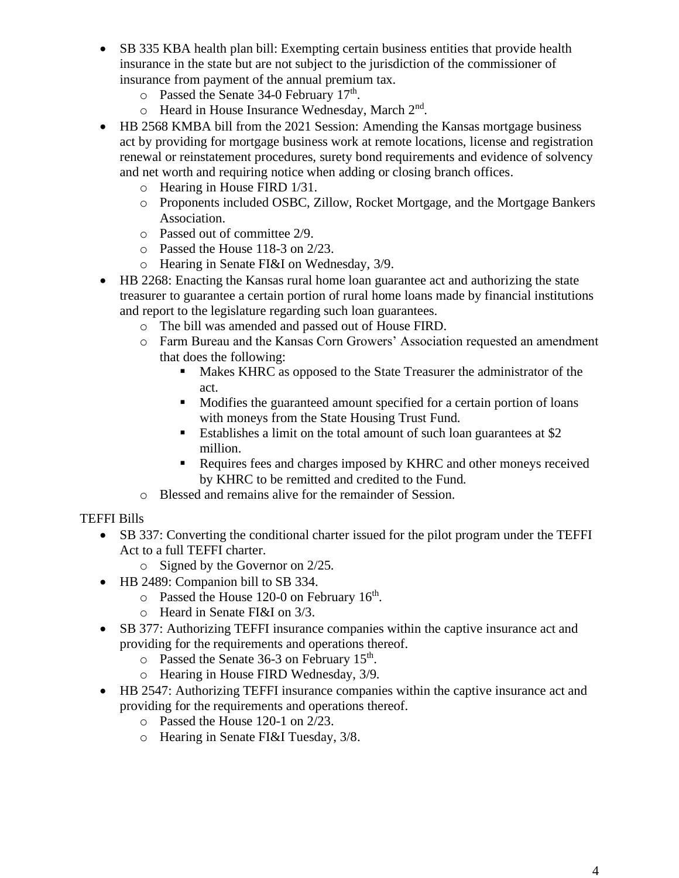- SB 335 KBA health plan bill: Exempting certain business entities that provide health insurance in the state but are not subject to the jurisdiction of the commissioner of insurance from payment of the annual premium tax.
  - Passed the Senate 34-0 February 17th.
  - Heard in House Insurance Wednesday, March 2nd.
- HB 2568 KMBA bill from the 2021 Session: Amending the Kansas mortgage business act by providing for mortgage business work at remote locations, license and registration renewal or reinstatement procedures, surety bond requirements and evidence of solvency and net worth and requiring notice when adding or closing branch offices.
  - Hearing in House FIRD 1/31.
  - Proponents included OSBC, Zillow, Rocket Mortgage, and the Mortgage Bankers Association.
  - Passed out of committee 2/9.
  - Passed the House 118-3 on 2/23.
  - Hearing in Senate FI&I on Wednesday, 3/9.
- HB 2268: Enacting the Kansas rural home loan guarantee act and authorizing the state treasurer to guarantee a certain portion of rural home loans made by financial institutions and report to the legislature regarding such loan guarantees.
  - The bill was amended and passed out of House FIRD.
  - Farm Bureau and the Kansas Corn Growers' Association requested an amendment that does the following:
    - Makes KHRC as opposed to the State Treasurer the administrator of the act.
    - Modifies the guaranteed amount specified for a certain portion of loans with moneys from the State Housing Trust Fund.
    - Establishes a limit on the total amount of such loan guarantees at $2 million.
    - Requires fees and charges imposed by KHRC and other moneys received by KHRC to be remitted and credited to the Fund.
  - Blessed and remains alive for the remainder of Session.

TEFFI Bills

- SB 337: Converting the conditional charter issued for the pilot program under the TEFFI Act to a full TEFFI charter.
  - Signed by the Governor on 2/25.
- HB 2489: Companion bill to SB 334.
  - Passed the House 120-0 on February 16th.
  - Heard in Senate FI&I on 3/3.
- SB 377: Authorizing TEFFI insurance companies within the captive insurance act and providing for the requirements and operations thereof.
  - Passed the Senate 36-3 on February 15th.
  - Hearing in House FIRD Wednesday, 3/9.
- HB 2547: Authorizing TEFFI insurance companies within the captive insurance act and providing for the requirements and operations thereof.
  - Passed the House 120-1 on 2/23.
  - Hearing in Senate FI&I Tuesday, 3/8.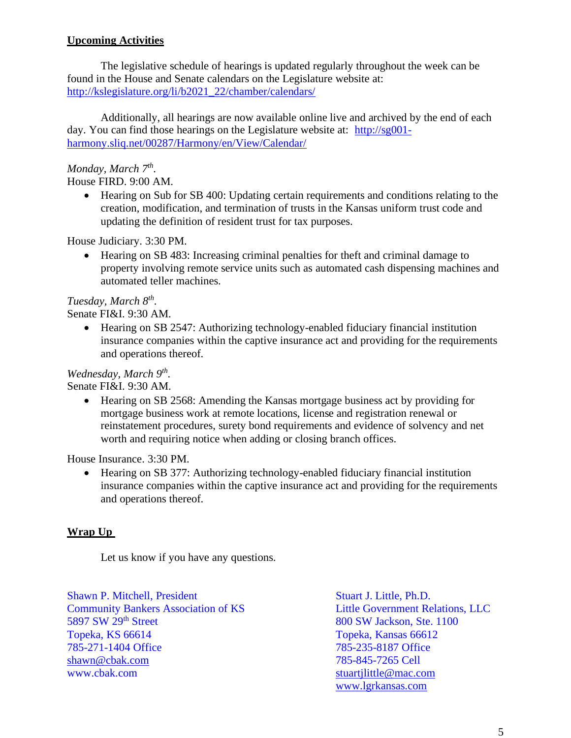## Upcoming Activities

The legislative schedule of hearings is updated regularly throughout the week can be found in the House and Senate calendars on the Legislature website at: http://kslegislature.org/li/b2021_22/chamber/calendars/

Additionally, all hearings are now available online live and archived by the end of each day. You can find those hearings on the Legislature website at: http://sg001-harmony.sliq.net/00287/Harmony/en/View/Calendar/

*Monday, March 7th.*
House FIRD. 9:00 AM.

- Hearing on Sub for SB 400: Updating certain requirements and conditions relating to the creation, modification, and termination of trusts in the Kansas uniform trust code and updating the definition of resident trust for tax purposes.

House Judiciary. 3:30 PM.

- Hearing on SB 483: Increasing criminal penalties for theft and criminal damage to property involving remote service units such as automated cash dispensing machines and automated teller machines.

*Tuesday, March 8th.*
Senate FI&I. 9:30 AM.

- Hearing on SB 2547: Authorizing technology-enabled fiduciary financial institution insurance companies within the captive insurance act and providing for the requirements and operations thereof.

*Wednesday, March 9th.*
Senate FI&I. 9:30 AM.

- Hearing on SB 2568: Amending the Kansas mortgage business act by providing for mortgage business work at remote locations, license and registration renewal or reinstatement procedures, surety bond requirements and evidence of solvency and net worth and requiring notice when adding or closing branch offices.

House Insurance. 3:30 PM.

- Hearing on SB 377: Authorizing technology-enabled fiduciary financial institution insurance companies within the captive insurance act and providing for the requirements and operations thereof.

## Wrap Up

Let us know if you have any questions.

Shawn P. Mitchell, President
Community Bankers Association of KS
5897 SW 29th Street
Topeka, KS 66614
785-271-1404 Office
shawn@cbak.com
www.cbak.com

Stuart J. Little, Ph.D.
Little Government Relations, LLC
800 SW Jackson, Ste. 1100
Topeka, Kansas 66612
785-235-8187 Office
785-845-7265 Cell
stuartjlittle@mac.com
www.lgrkansas.com